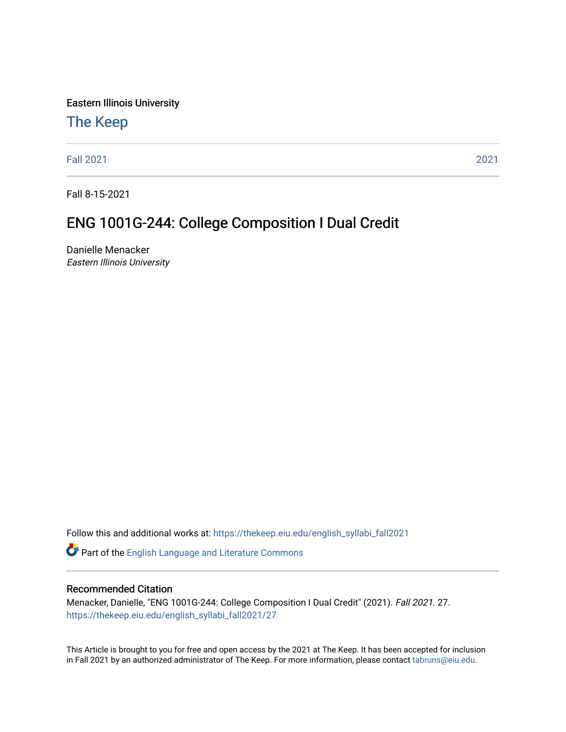Eastern Illinois University

## The Keep

Fall 2021 | 2021

Fall 8-15-2021

# ENG 1001G-244: College Composition I Dual Credit

Danielle Menacker
*Eastern Illinois University*

Follow this and additional works at: https://thekeep.eiu.edu/english_syllabi_fall2021

Part of the English Language and Literature Commons

### Recommended Citation

Menacker, Danielle, "ENG 1001G-244: College Composition I Dual Credit" (2021). *Fall 2021*. 27.
https://thekeep.eiu.edu/english_syllabi_fall2021/27

This Article is brought to you for free and open access by the 2021 at The Keep. It has been accepted for inclusion in Fall 2021 by an authorized administrator of The Keep. For more information, please contact tabruns@eiu.edu.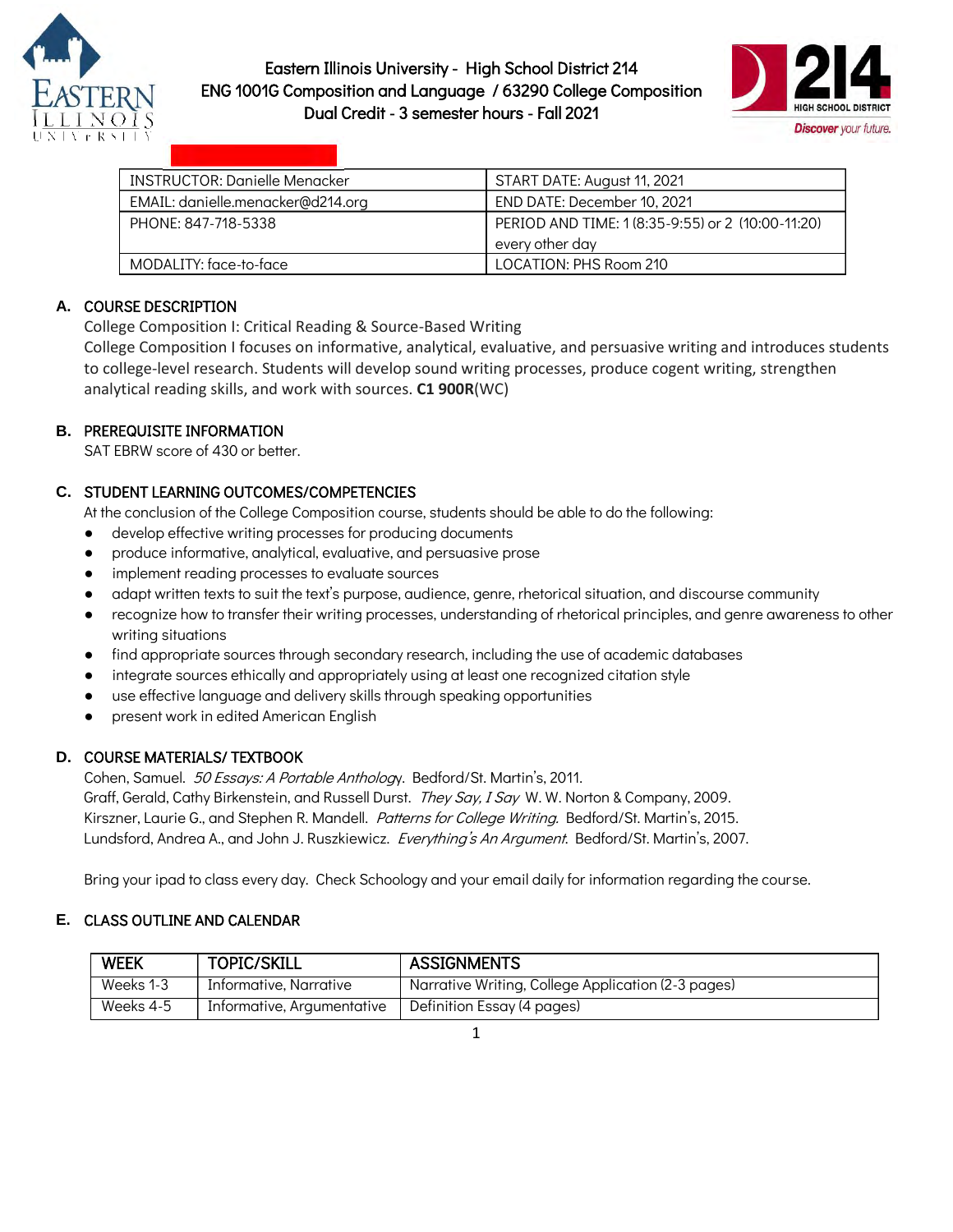Eastern Illinois University - High School District 214
ENG 1001G Composition and Language / 63290 College Composition
Dual Credit - 3 semester hours - Fall 2021

| INSTRUCTOR: Danielle Menacker | START DATE: August 11, 2021 |
|---|---|
| EMAIL: danielle.menacker@d214.org | END DATE: December 10, 2021 |
| PHONE: 847-718-5338 | PERIOD AND TIME: 1 (8:35-9:55) or 2 (10:00-11:20) every other day |
| MODALITY: face-to-face | LOCATION: PHS Room 210 |

## A. COURSE DESCRIPTION

College Composition I: Critical Reading & Source-Based Writing

College Composition I focuses on informative, analytical, evaluative, and persuasive writing and introduces students to college-level research. Students will develop sound writing processes, produce cogent writing, strengthen analytical reading skills, and work with sources. **C1 900R**(WC)

## B. PREREQUISITE INFORMATION

SAT EBRW score of 430 or better.

## C. STUDENT LEARNING OUTCOMES/COMPETENCIES

At the conclusion of the College Composition course, students should be able to do the following:

- develop effective writing processes for producing documents
- produce informative, analytical, evaluative, and persuasive prose
- implement reading processes to evaluate sources
- adapt written texts to suit the text's purpose, audience, genre, rhetorical situation, and discourse community
- recognize how to transfer their writing processes, understanding of rhetorical principles, and genre awareness to other writing situations
- find appropriate sources through secondary research, including the use of academic databases
- integrate sources ethically and appropriately using at least one recognized citation style
- use effective language and delivery skills through speaking opportunities
- present work in edited American English

## D. COURSE MATERIALS/ TEXTBOOK

Cohen, Samuel. *50 Essays: A Portable Anthology*. Bedford/St. Martin's, 2011.
Graff, Gerald, Cathy Birkenstein, and Russell Durst. *They Say, I Say* W. W. Norton & Company, 2009.
Kirszner, Laurie G., and Stephen R. Mandell. *Patterns for College Writing.* Bedford/St. Martin's, 2015.
Lundsford, Andrea A., and John J. Ruszkiewicz. *Everything's An Argument.* Bedford/St. Martin's, 2007.

Bring your ipad to class every day. Check Schoology and your email daily for information regarding the course.

## E. CLASS OUTLINE AND CALENDAR

| WEEK | TOPIC/SKILL | ASSIGNMENTS |
|---|---|---|
| Weeks 1-3 | Informative, Narrative | Narrative Writing, College Application (2-3 pages) |
| Weeks 4-5 | Informative, Argumentative | Definition Essay (4 pages) |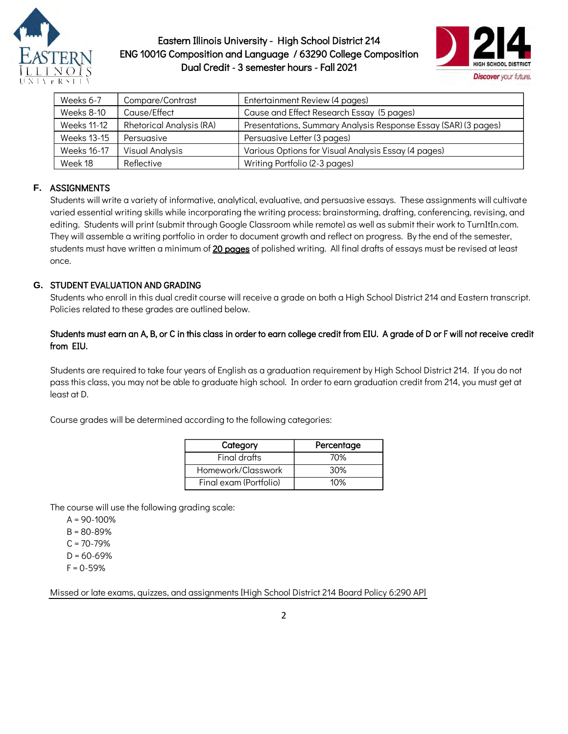| Weeks 6-7 | Compare/Contrast | Entertainment Review (4 pages) |
|---|---|---|
| Weeks 8-10 | Cause/Effect | Cause and Effect Research Essay (5 pages) |
| Weeks 11-12 | Rhetorical Analysis (RA) | Presentations, Summary Analysis Response Essay (SAR) (3 pages) |
| Weeks 13-15 | Persuasive | Persuasive Letter (3 pages) |
| Weeks 16-17 | Visual Analysis | Various Options for Visual Analysis Essay (4 pages) |
| Week 18 | Reflective | Writing Portfolio (2-3 pages) |

## F. ASSIGNMENTS

Students will write a variety of informative, analytical, evaluative, and persuasive essays. These assignments will cultivate varied essential writing skills while incorporating the writing process: brainstorming, drafting, conferencing, revising, and editing. Students will print (submit through Google Classroom while remote) as well as submit their work to TurnItIn.com. They will assemble a writing portfolio in order to document growth and reflect on progress. By the end of the semester, students must have written a minimum of **20 pages** of polished writing. All final drafts of essays must be revised at least once.

## G. STUDENT EVALUATION AND GRADING

Students who enroll in this dual credit course will receive a grade on both a High School District 214 and Eastern transcript. Policies related to these grades are outlined below.

**Students must earn an A, B, or C in this class in order to earn college credit from EIU. A grade of D or F will not receive credit from EIU.**

Students are required to take four years of English as a graduation requirement by High School District 214. If you do not pass this class, you may not be able to graduate high school. In order to earn graduation credit from 214, you must get at least at D.

Course grades will be determined according to the following categories:

| Category | Percentage |
|---|---|
| Final drafts | 70% |
| Homework/Classwork | 30% |
| Final exam (Portfolio) | 10% |

The course will use the following grading scale:

- A = 90-100%
- B = 80-89%
- C = 70-79%
- D = 60-69%
- F = 0-59%

Missed or late exams, quizzes, and assignments [High School District 214 Board Policy 6:290 AP]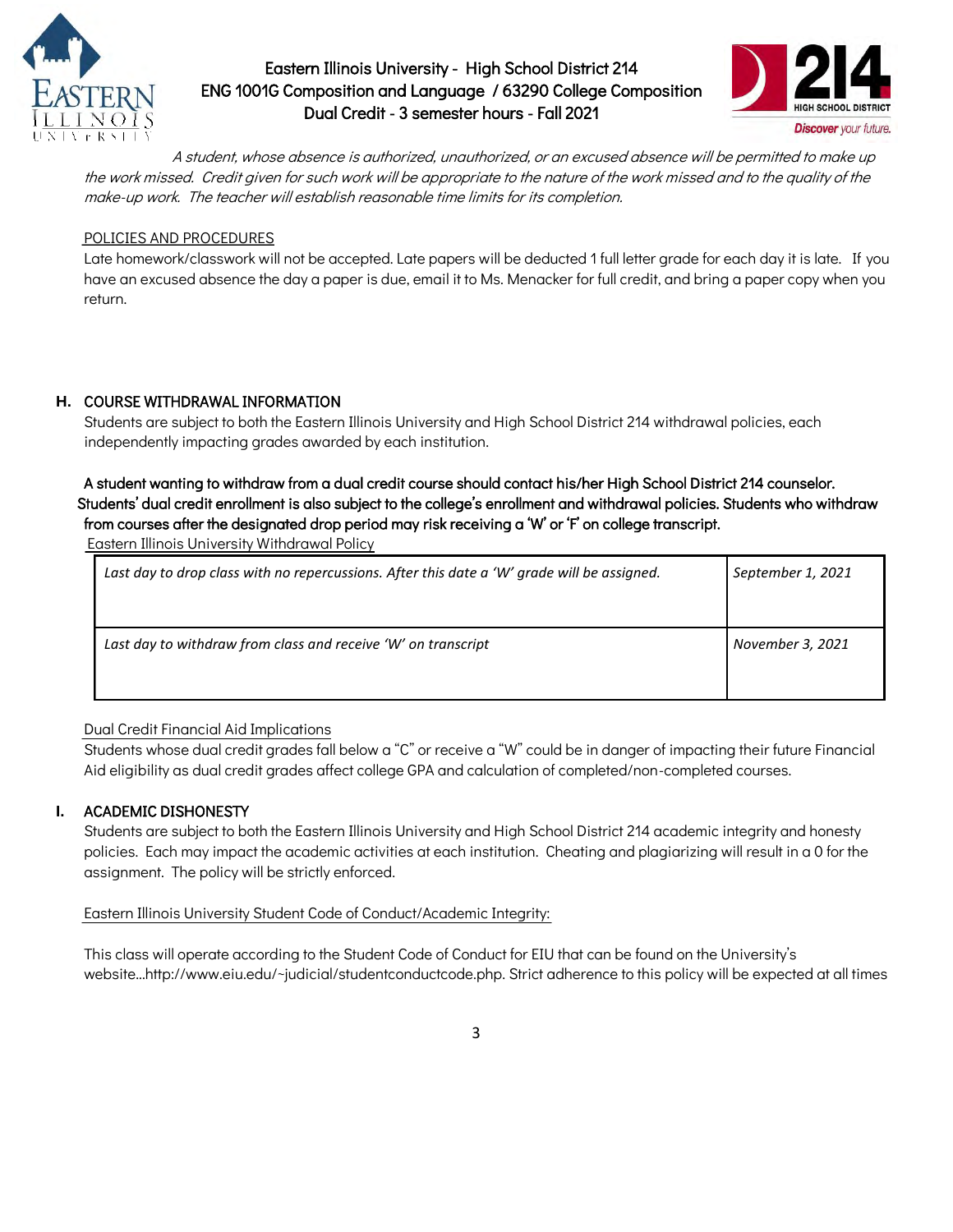*A student, whose absence is authorized, unauthorized, or an excused absence will be permitted to make up the work missed. Credit given for such work will be appropriate to the nature of the work missed and to the quality of the make-up work. The teacher will establish reasonable time limits for its completion.*

POLICIES AND PROCEDURES

Late homework/classwork will not be accepted. Late papers will be deducted 1 full letter grade for each day it is late. If you have an excused absence the day a paper is due, email it to Ms. Menacker for full credit, and bring a paper copy when you return.

## H. COURSE WITHDRAWAL INFORMATION

Students are subject to both the Eastern Illinois University and High School District 214 withdrawal policies, each independently impacting grades awarded by each institution.

**A student wanting to withdraw from a dual credit course should contact his/her High School District 214 counselor. Students' dual credit enrollment is also subject to the college's enrollment and withdrawal policies. Students who withdraw from courses after the designated drop period may risk receiving a 'W' or 'F' on college transcript.**

Eastern Illinois University Withdrawal Policy

| | |
|---|---|
| *Last day to drop class with no repercussions. After this date a 'W' grade will be assigned.* | *September 1, 2021* |
| *Last day to withdraw from class and receive 'W' on transcript* | *November 3, 2021* |

Dual Credit Financial Aid Implications

Students whose dual credit grades fall below a "C" or receive a "W" could be in danger of impacting their future Financial Aid eligibility as dual credit grades affect college GPA and calculation of completed/non-completed courses.

## I. ACADEMIC DISHONESTY

Students are subject to both the Eastern Illinois University and High School District 214 academic integrity and honesty policies. Each may impact the academic activities at each institution. Cheating and plagiarizing will result in a 0 for the assignment. The policy will be strictly enforced.

Eastern Illinois University Student Code of Conduct/Academic Integrity:

This class will operate according to the Student Code of Conduct for EIU that can be found on the University's website…http://www.eiu.edu/~judicial/studentconductcode.php. Strict adherence to this policy will be expected at all times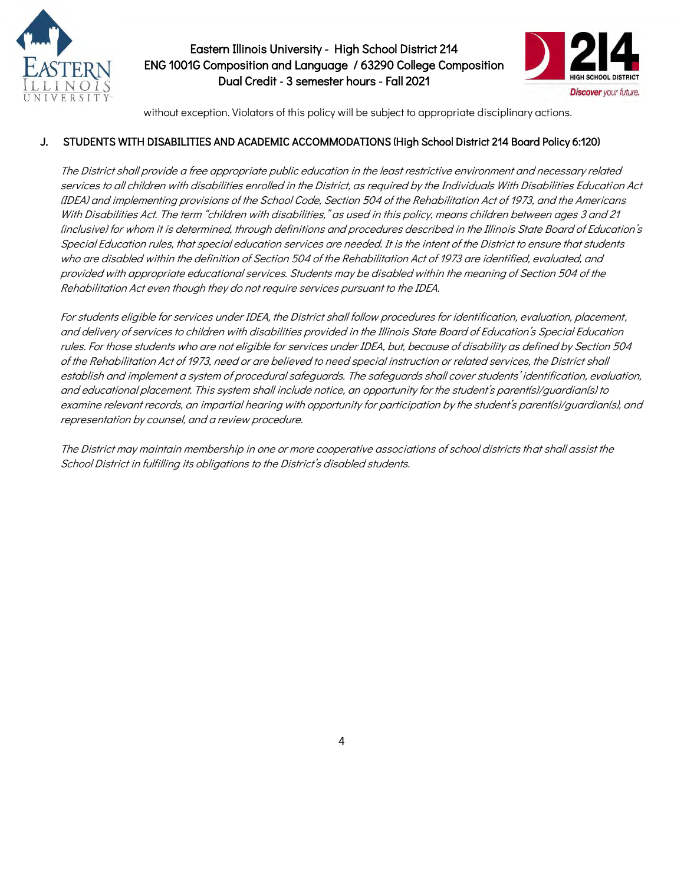without exception. Violators of this policy will be subject to appropriate disciplinary actions.

## J. STUDENTS WITH DISABILITIES AND ACADEMIC ACCOMMODATIONS (High School District 214 Board Policy 6:120)

*The District shall provide a free appropriate public education in the least restrictive environment and necessary related services to all children with disabilities enrolled in the District, as required by the Individuals With Disabilities Education Act (IDEA) and implementing provisions of the School Code, Section 504 of the Rehabilitation Act of 1973, and the Americans With Disabilities Act. The term "children with disabilities," as used in this policy, means children between ages 3 and 21 (inclusive) for whom it is determined, through definitions and procedures described in the Illinois State Board of Education's Special Education rules, that special education services are needed. It is the intent of the District to ensure that students who are disabled within the definition of Section 504 of the Rehabilitation Act of 1973 are identified, evaluated, and provided with appropriate educational services. Students may be disabled within the meaning of Section 504 of the Rehabilitation Act even though they do not require services pursuant to the IDEA.*

*For students eligible for services under IDEA, the District shall follow procedures for identification, evaluation, placement, and delivery of services to children with disabilities provided in the Illinois State Board of Education's Special Education rules. For those students who are not eligible for services under IDEA, but, because of disability as defined by Section 504 of the Rehabilitation Act of 1973, need or are believed to need special instruction or related services, the District shall establish and implement a system of procedural safeguards. The safeguards shall cover students' identification, evaluation, and educational placement. This system shall include notice, an opportunity for the student's parent(s)/guardian(s) to examine relevant records, an impartial hearing with opportunity for participation by the student's parent(s)/guardian(s), and representation by counsel, and a review procedure.*

*The District may maintain membership in one or more cooperative associations of school districts that shall assist the School District in fulfilling its obligations to the District's disabled students.*